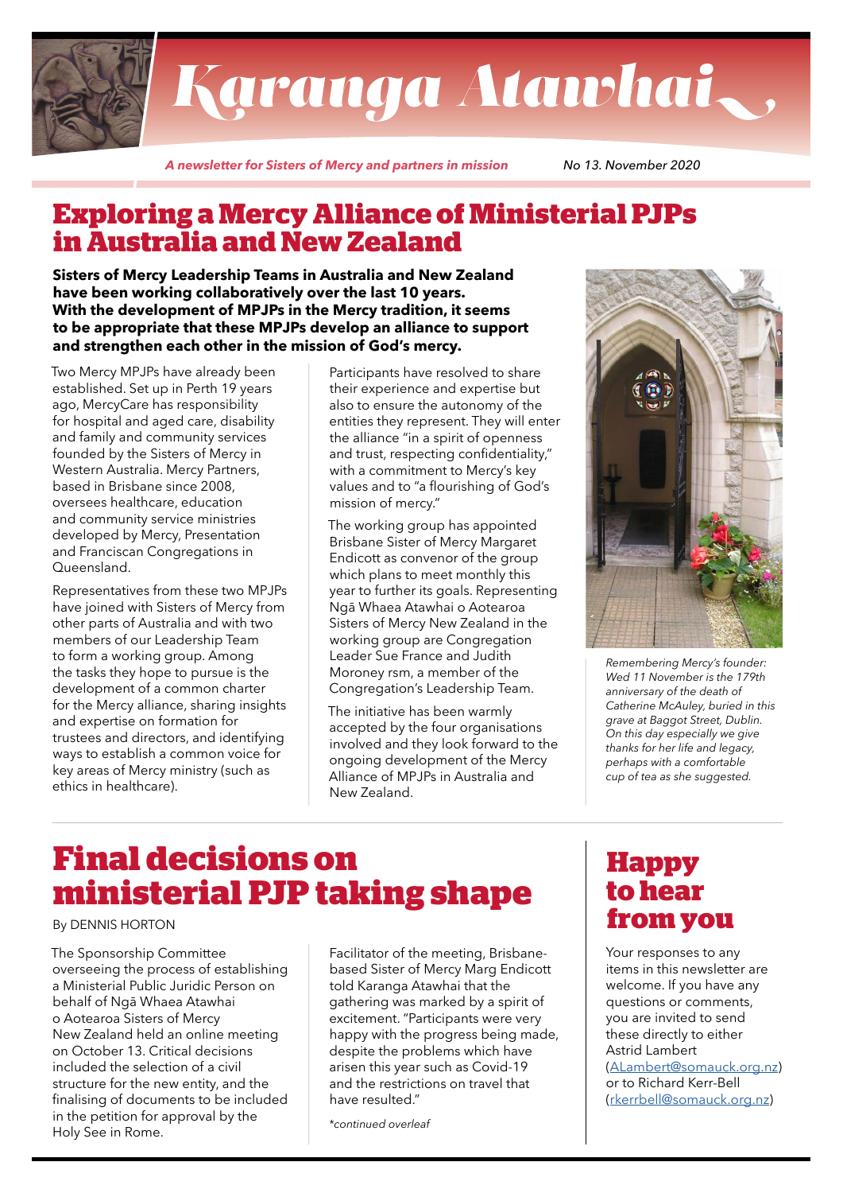# Karanga Atawhai

*A newsletter for Sisters of Mercy and partners in mission* — *No 13. November 2020*

## Exploring a Mercy Alliance of Ministerial PJPs in Australia and New Zealand

**Sisters of Mercy Leadership Teams in Australia and New Zealand have been working collaboratively over the last 10 years. With the development of MPJPs in the Mercy tradition, it seems to be appropriate that these MPJPs develop an alliance to support and strengthen each other in the mission of God's mercy.**

Two Mercy MPJPs have already been established. Set up in Perth 19 years ago, MercyCare has responsibility for hospital and aged care, disability and family and community services founded by the Sisters of Mercy in Western Australia. Mercy Partners, based in Brisbane since 2008, oversees healthcare, education and community service ministries developed by Mercy, Presentation and Franciscan Congregations in Queensland.

Representatives from these two MPJPs have joined with Sisters of Mercy from other parts of Australia and with two members of our Leadership Team to form a working group. Among the tasks they hope to pursue is the development of a common charter for the Mercy alliance, sharing insights and expertise on formation for trustees and directors, and identifying ways to establish a common voice for key areas of Mercy ministry (such as ethics in healthcare).

Participants have resolved to share their experience and expertise but also to ensure the autonomy of the entities they represent. They will enter the alliance "in a spirit of openness and trust, respecting confidentiality," with a commitment to Mercy's key values and to "a flourishing of God's mission of mercy."

The working group has appointed Brisbane Sister of Mercy Margaret Endicott as convenor of the group which plans to meet monthly this year to further its goals. Representing Ngā Whaea Atawhai o Aotearoa Sisters of Mercy New Zealand in the working group are Congregation Leader Sue France and Judith Moroney rsm, a member of the Congregation's Leadership Team.

The initiative has been warmly accepted by the four organisations involved and they look forward to the ongoing development of the Mercy Alliance of MPJPs in Australia and New Zealand.

*Remembering Mercy's founder: Wed 11 November is the 179th anniversary of the death of Catherine McAuley, buried in this grave at Baggot Street, Dublin. On this day especially we give thanks for her life and legacy, perhaps with a comfortable cup of tea as she suggested.*

## Final decisions on ministerial PJP taking shape

By DENNIS HORTON

The Sponsorship Committee overseeing the process of establishing a Ministerial Public Juridic Person on behalf of Ngā Whaea Atawhai o Aotearoa Sisters of Mercy New Zealand held an online meeting on October 13. Critical decisions included the selection of a civil structure for the new entity, and the finalising of documents to be included in the petition for approval by the Holy See in Rome.

Facilitator of the meeting, Brisbane-based Sister of Mercy Marg Endicott told Karanga Atawhai that the gathering was marked by a spirit of excitement. "Participants were very happy with the progress being made, despite the problems which have arisen this year such as Covid-19 and the restrictions on travel that have resulted."

*\*continued overleaf*

## Happy to hear from you

Your responses to any items in this newsletter are welcome. If you have any questions or comments, you are invited to send these directly to either Astrid Lambert (ALambert@somauck.org.nz) or to Richard Kerr-Bell (rkerrbell@somauck.org.nz)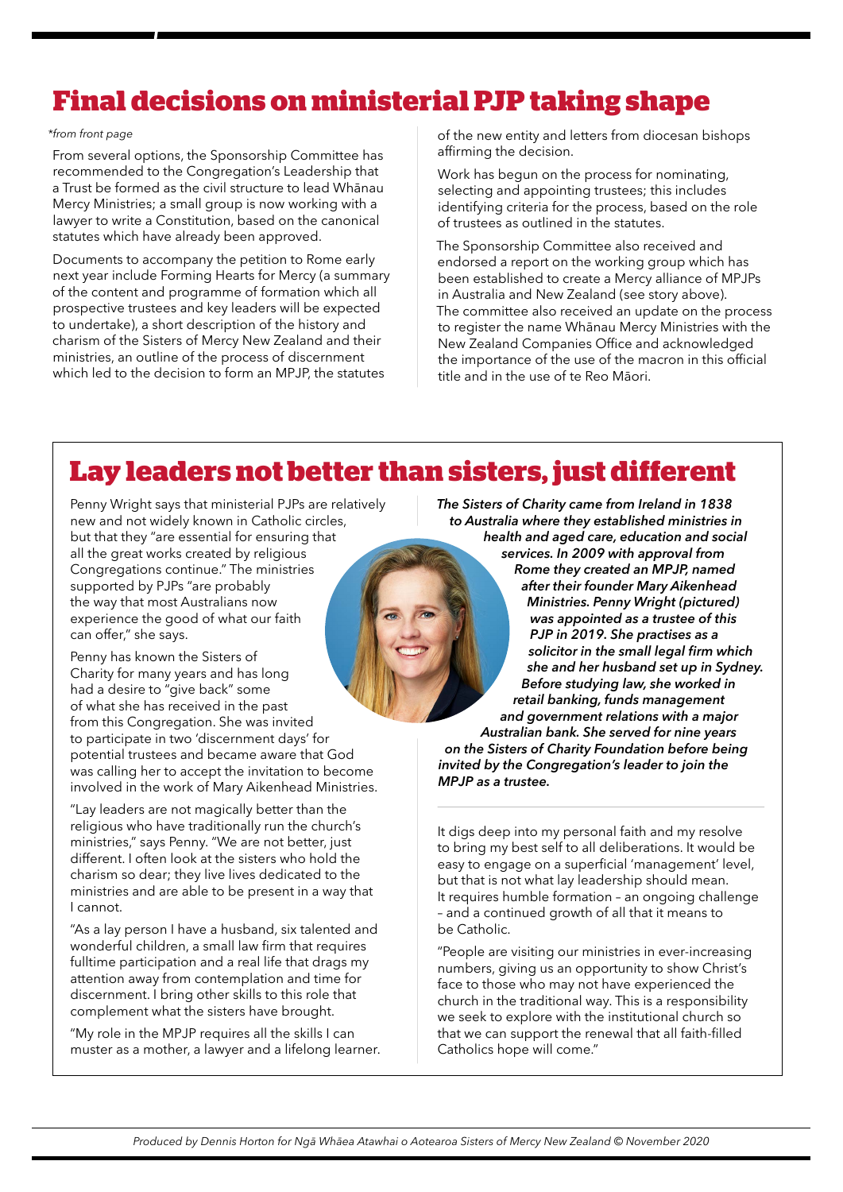# Final decisions on ministerial PJP taking shape

*\*from front page*

From several options, the Sponsorship Committee has recommended to the Congregation's Leadership that a Trust be formed as the civil structure to lead Whānau Mercy Ministries; a small group is now working with a lawyer to write a Constitution, based on the canonical statutes which have already been approved.

Documents to accompany the petition to Rome early next year include Forming Hearts for Mercy (a summary of the content and programme of formation which all prospective trustees and key leaders will be expected to undertake), a short description of the history and charism of the Sisters of Mercy New Zealand and their ministries, an outline of the process of discernment which led to the decision to form an MPJP, the statutes of the new entity and letters from diocesan bishops affirming the decision.

Work has begun on the process for nominating, selecting and appointing trustees; this includes identifying criteria for the process, based on the role of trustees as outlined in the statutes.

The Sponsorship Committee also received and endorsed a report on the working group which has been established to create a Mercy alliance of MPJPs in Australia and New Zealand (see story above).
The committee also received an update on the process to register the name Whānau Mercy Ministries with the New Zealand Companies Office and acknowledged the importance of the use of the macron in this official title and in the use of te Reo Māori.

# Lay leaders not better than sisters, just different

***The Sisters of Charity came from Ireland in 1838 to Australia where they established ministries in health and aged care, education and social services. In 2009 with approval from Rome they created an MPJP, named after their founder Mary Aikenhead Ministries. Penny Wright (pictured) was appointed as a trustee of this PJP in 2019. She practises as a solicitor in the small legal firm which she and her husband set up in Sydney. Before studying law, she worked in retail banking, funds management and government relations with a major Australian bank. She served for nine years on the Sisters of Charity Foundation before being invited by the Congregation's leader to join the MPJP as a trustee.***

Penny Wright says that ministerial PJPs are relatively new and not widely known in Catholic circles, but that they "are essential for ensuring that all the great works created by religious Congregations continue." The ministries supported by PJPs "are probably the way that most Australians now experience the good of what our faith can offer," she says.

Penny has known the Sisters of Charity for many years and has long had a desire to "give back" some of what she has received in the past from this Congregation. She was invited to participate in two 'discernment days' for potential trustees and became aware that God was calling her to accept the invitation to become involved in the work of Mary Aikenhead Ministries.

"Lay leaders are not magically better than the religious who have traditionally run the church's ministries," says Penny. "We are not better, just different. I often look at the sisters who hold the charism so dear; they live lives dedicated to the ministries and are able to be present in a way that I cannot.

"As a lay person I have a husband, six talented and wonderful children, a small law firm that requires fulltime participation and a real life that drags my attention away from contemplation and time for discernment. I bring other skills to this role that complement what the sisters have brought.

"My role in the MPJP requires all the skills I can muster as a mother, a lawyer and a lifelong learner. It digs deep into my personal faith and my resolve to bring my best self to all deliberations. It would be easy to engage on a superficial 'management' level, but that is not what lay leadership should mean. It requires humble formation – an ongoing challenge – and a continued growth of all that it means to be Catholic.

"People are visiting our ministries in ever-increasing numbers, giving us an opportunity to show Christ's face to those who may not have experienced the church in the traditional way. This is a responsibility we seek to explore with the institutional church so that we can support the renewal that all faith-filled Catholics hope will come."

*Produced by Dennis Horton for Ngā Whāea Atawhai o Aotearoa Sisters of Mercy New Zealand © November 2020*